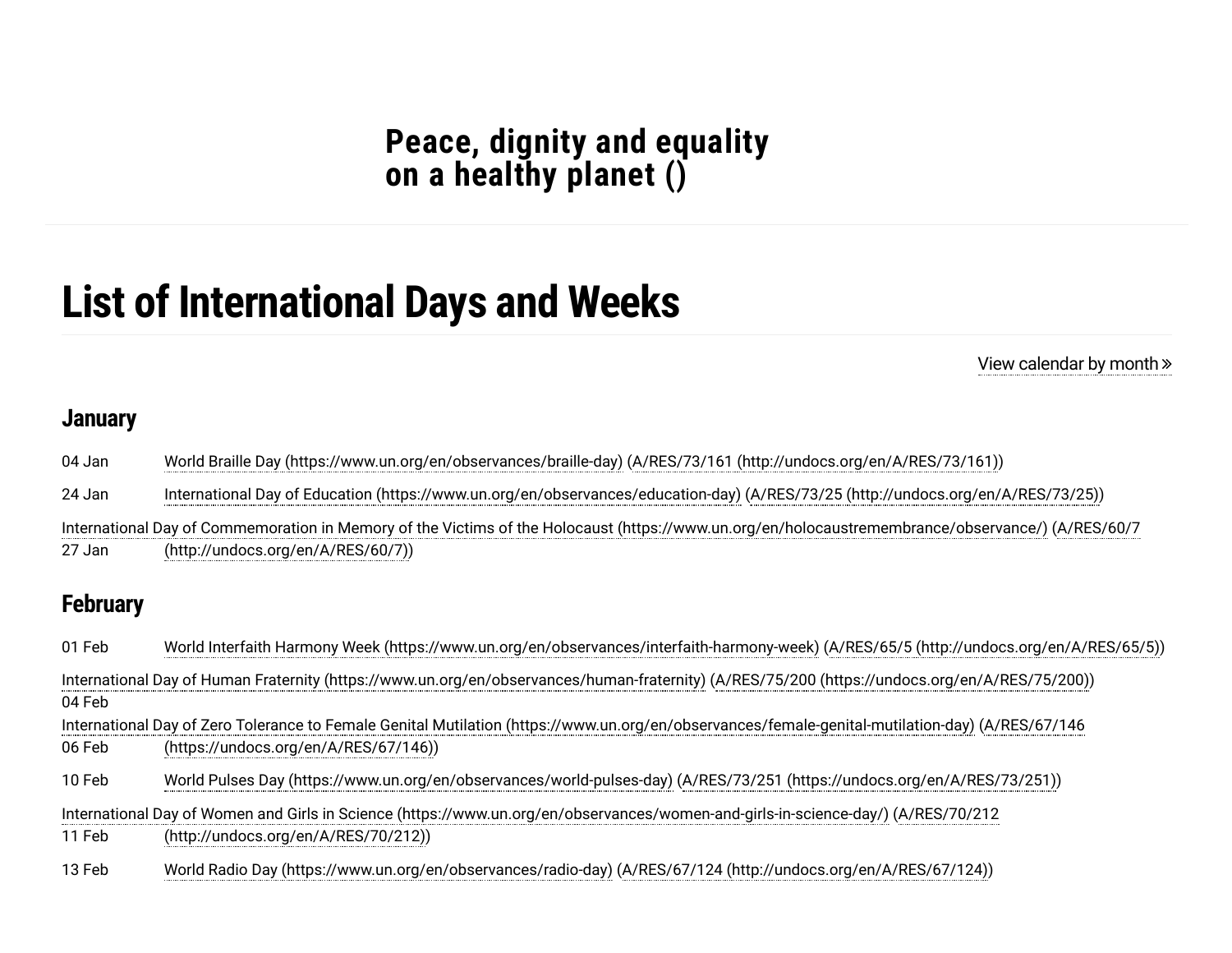**Peace, dignity and equality on a healthy planet ()**

# List of International Days and Weeks

View calendar by month »

## January

04 Jan World Braille Day (https://www.un.org/en/observances/braille-day) (A/RES/73/161 (http://undocs.org/en/A/RES/73/161))

24 Jan International Day of Education (https://www.un.org/en/observances/education-day) (A/RES/73/25 (http://undocs.org/en/A/RES/73/25))

27 Jan International Day of Commemoration in Memory of the Victims of the Holocaust (https://www.un.org/en/holocaustremembrance/observance/) (A/RES/60/7 (http://undocs.org/en/A/RES/60/7))

## February

01 Feb World Interfaith Harmony Week (https://www.un.org/en/observances/interfaith-harmony-week) (A/RES/65/5 (http://undocs.org/en/A/RES/65/5))

04 Feb International Day of Human Fraternity (https://www.un.org/en/observances/human-fraternity) (A/RES/75/200 (https://undocs.org/en/A/RES/75/200))

06 Feb International Day of Zero Tolerance to Female Genital Mutilation (https://www.un.org/en/observances/female-genital-mutilation-day) (A/RES/67/146 (https://undocs.org/en/A/RES/67/146))

10 Feb World Pulses Day (https://www.un.org/en/observances/world-pulses-day) (A/RES/73/251 (https://undocs.org/en/A/RES/73/251))

11 Feb International Day of Women and Girls in Science (https://www.un.org/en/observances/women-and-girls-in-science-day/) (A/RES/70/212 (http://undocs.org/en/A/RES/70/212))

13 Feb World Radio Day (https://www.un.org/en/observances/radio-day) (A/RES/67/124 (http://undocs.org/en/A/RES/67/124))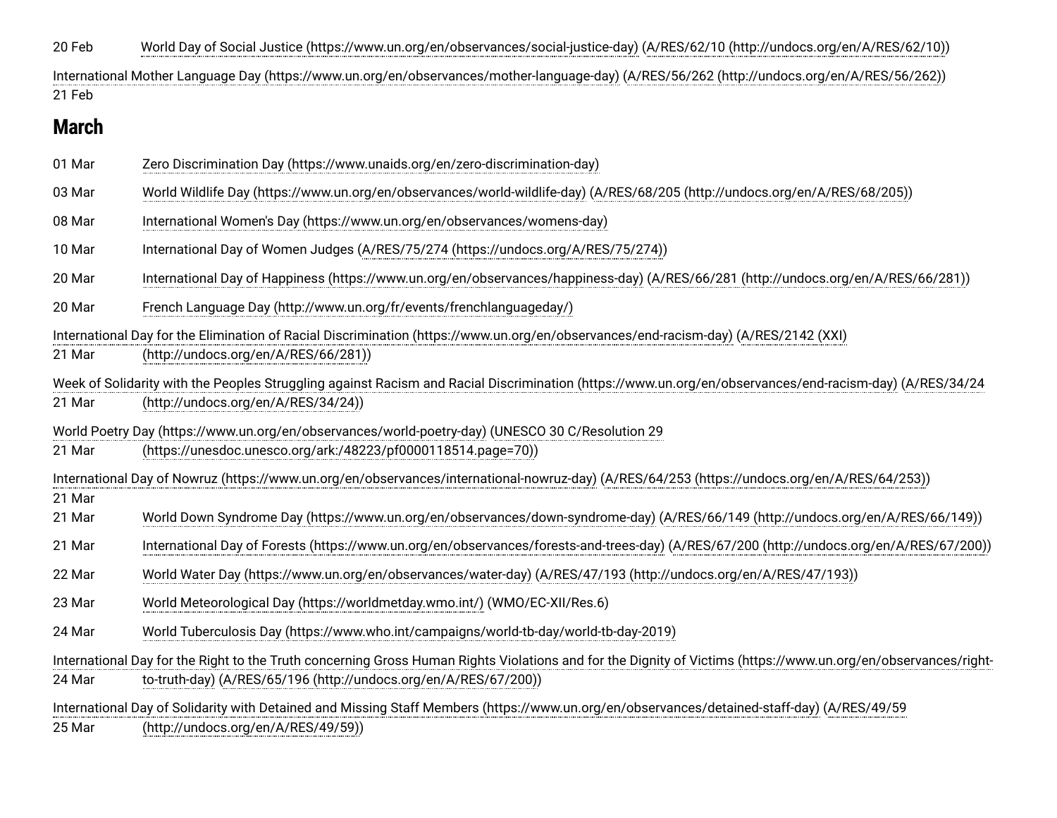20 Feb World Day of Social Justice (https://www.un.org/en/observances/social-justice-day) (A/RES/62/10 (http://undocs.org/en/A/RES/62/10))

21 Feb International Mother Language Day (https://www.un.org/en/observances/mother-language-day) (A/RES/56/262 (http://undocs.org/en/A/RES/56/262))

## March

01 Mar Zero Discrimination Day (https://www.unaids.org/en/zero-discrimination-day)

03 Mar World Wildlife Day (https://www.un.org/en/observances/world-wildlife-day) (A/RES/68/205 (http://undocs.org/en/A/RES/68/205))

08 Mar International Women's Day (https://www.un.org/en/observances/womens-day)

10 Mar International Day of Women Judges (A/RES/75/274 (https://undocs.org/A/RES/75/274))

20 Mar International Day of Happiness (https://www.un.org/en/observances/happiness-day) (A/RES/66/281 (http://undocs.org/en/A/RES/66/281))

20 Mar French Language Day (http://www.un.org/fr/events/frenchlanguageday/)

21 Mar International Day for the Elimination of Racial Discrimination (https://www.un.org/en/observances/end-racism-day) (A/RES/2142 (XXI) (http://undocs.org/en/A/RES/66/281))

21 Mar Week of Solidarity with the Peoples Struggling against Racism and Racial Discrimination (https://www.un.org/en/observances/end-racism-day) (A/RES/34/24 (http://undocs.org/en/A/RES/34/24))

21 Mar World Poetry Day (https://www.un.org/en/observances/world-poetry-day) (UNESCO 30 C/Resolution 29 (https://unesdoc.unesco.org/ark:/48223/pf0000118514.page=70))

21 Mar International Day of Nowruz (https://www.un.org/en/observances/international-nowruz-day) (A/RES/64/253 (https://undocs.org/en/A/RES/64/253))

21 Mar World Down Syndrome Day (https://www.un.org/en/observances/down-syndrome-day) (A/RES/66/149 (http://undocs.org/en/A/RES/66/149))

21 Mar International Day of Forests (https://www.un.org/en/observances/forests-and-trees-day) (A/RES/67/200 (http://undocs.org/en/A/RES/67/200))

22 Mar World Water Day (https://www.un.org/en/observances/water-day) (A/RES/47/193 (http://undocs.org/en/A/RES/47/193))

23 Mar World Meteorological Day (https://worldmetday.wmo.int/) (WMO/EC-XII/Res.6)

24 Mar World Tuberculosis Day (https://www.who.int/campaigns/world-tb-day/world-tb-day-2019)

24 Mar International Day for the Right to the Truth concerning Gross Human Rights Violations and for the Dignity of Victims (https://www.un.org/en/observances/right-to-truth-day) (A/RES/65/196 (http://undocs.org/en/A/RES/67/200))

25 Mar International Day of Solidarity with Detained and Missing Staff Members (https://www.un.org/en/observances/detained-staff-day) (A/RES/49/59 (http://undocs.org/en/A/RES/49/59))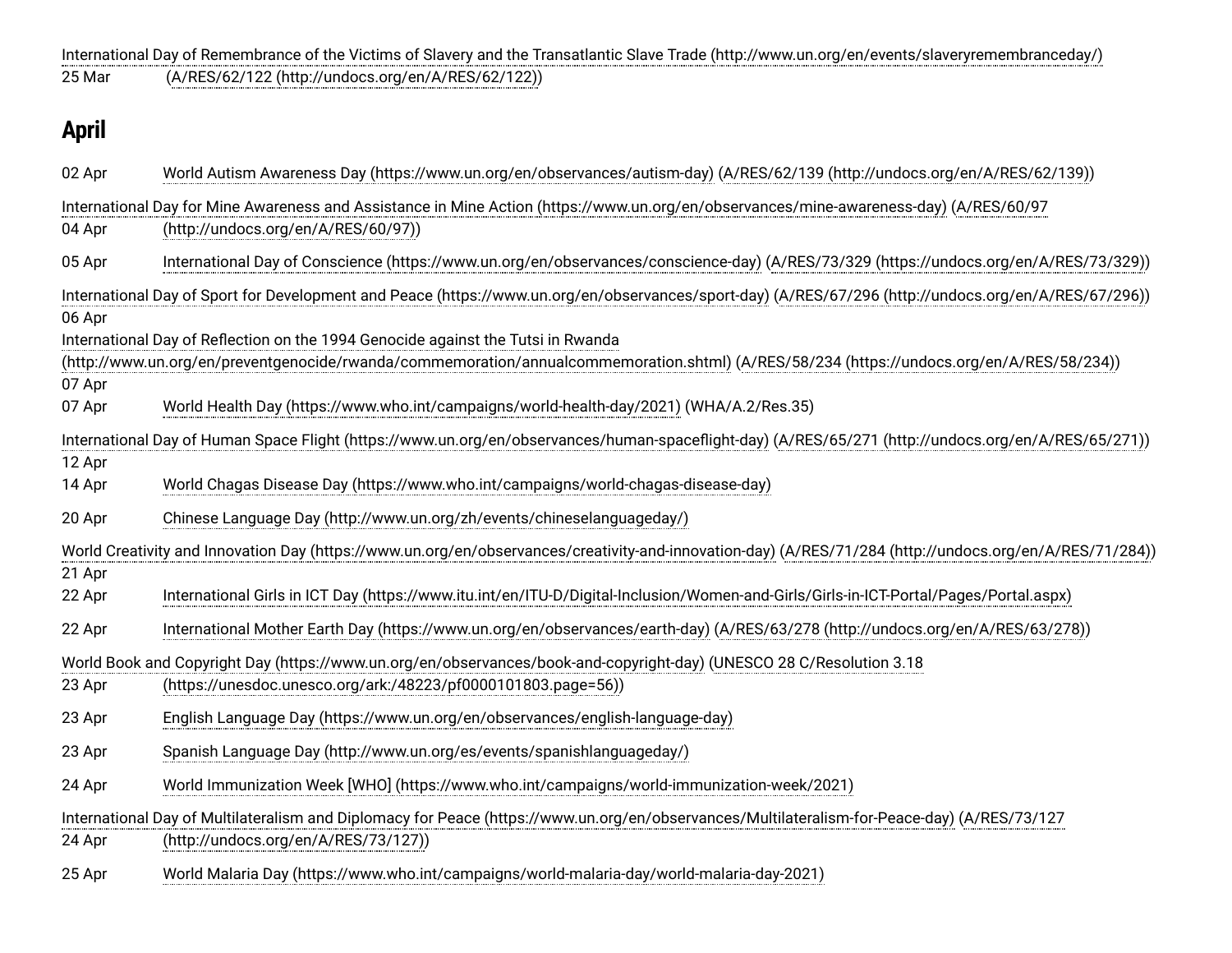| | |
|---|---|
| 25 Mar | International Day of Remembrance of the Victims of Slavery and the Transatlantic Slave Trade (http://www.un.org/en/events/slaveryremembranceday/) (A/RES/62/122 (http://undocs.org/en/A/RES/62/122)) |

## April

| | |
|---|---|
| 02 Apr | World Autism Awareness Day (https://www.un.org/en/observances/autism-day) (A/RES/62/139 (http://undocs.org/en/A/RES/62/139)) |
| 04 Apr | International Day for Mine Awareness and Assistance in Mine Action (https://www.un.org/en/observances/mine-awareness-day) (A/RES/60/97 (http://undocs.org/en/A/RES/60/97)) |
| 05 Apr | International Day of Conscience (https://www.un.org/en/observances/conscience-day) (A/RES/73/329 (https://undocs.org/en/A/RES/73/329)) |
| 06 Apr | International Day of Sport for Development and Peace (https://www.un.org/en/observances/sport-day) (A/RES/67/296 (http://undocs.org/en/A/RES/67/296)) |
| 07 Apr | International Day of Reflection on the 1994 Genocide against the Tutsi in Rwanda (http://www.un.org/en/preventgenocide/rwanda/commemoration/annualcommemoration.shtml) (A/RES/58/234 (https://undocs.org/en/A/RES/58/234)) |
| 07 Apr | World Health Day (https://www.who.int/campaigns/world-health-day/2021) (WHA/A.2/Res.35) |
| 12 Apr | International Day of Human Space Flight (https://www.un.org/en/observances/human-spaceflight-day) (A/RES/65/271 (http://undocs.org/en/A/RES/65/271)) |
| 14 Apr | World Chagas Disease Day (https://www.who.int/campaigns/world-chagas-disease-day) |
| 20 Apr | Chinese Language Day (http://www.un.org/zh/events/chineselanguageday/) |
| 21 Apr | World Creativity and Innovation Day (https://www.un.org/en/observances/creativity-and-innovation-day) (A/RES/71/284 (http://undocs.org/en/A/RES/71/284)) |
| 22 Apr | International Girls in ICT Day (https://www.itu.int/en/ITU-D/Digital-Inclusion/Women-and-Girls/Girls-in-ICT-Portal/Pages/Portal.aspx) |
| 22 Apr | International Mother Earth Day (https://www.un.org/en/observances/earth-day) (A/RES/63/278 (http://undocs.org/en/A/RES/63/278)) |
| 23 Apr | World Book and Copyright Day (https://www.un.org/en/observances/book-and-copyright-day) (UNESCO 28 C/Resolution 3.18 (https://unesdoc.unesco.org/ark:/48223/pf0000101803.page=56)) |
| 23 Apr | English Language Day (https://www.un.org/en/observances/english-language-day) |
| 23 Apr | Spanish Language Day (http://www.un.org/es/events/spanishlanguageday/) |
| 24 Apr | World Immunization Week [WHO] (https://www.who.int/campaigns/world-immunization-week/2021) |
| 24 Apr | International Day of Multilateralism and Diplomacy for Peace (https://www.un.org/en/observances/Multilateralism-for-Peace-day) (A/RES/73/127 (http://undocs.org/en/A/RES/73/127)) |
| 25 Apr | World Malaria Day (https://www.who.int/campaigns/world-malaria-day/world-malaria-day-2021) |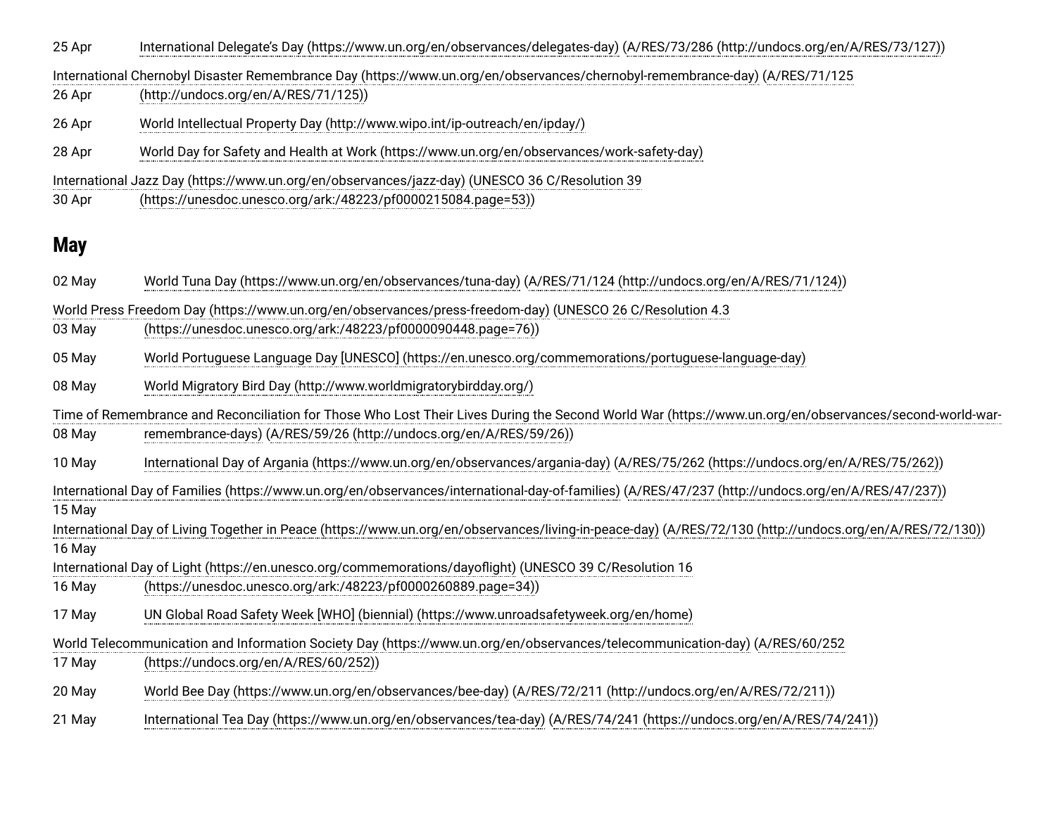| | |
|---|---|
| 25 Apr | International Delegate's Day (https://www.un.org/en/observances/delegates-day) (A/RES/73/286 (http://undocs.org/en/A/RES/73/127)) |
| 26 Apr | International Chernobyl Disaster Remembrance Day (https://www.un.org/en/observances/chernobyl-remembrance-day) (A/RES/71/125 (http://undocs.org/en/A/RES/71/125)) |
| 26 Apr | World Intellectual Property Day (http://www.wipo.int/ip-outreach/en/ipday/) |
| 28 Apr | World Day for Safety and Health at Work (https://www.un.org/en/observances/work-safety-day) |
| 30 Apr | International Jazz Day (https://www.un.org/en/observances/jazz-day) (UNESCO 36 C/Resolution 39 (https://unesdoc.unesco.org/ark:/48223/pf0000215084.page=53)) |

## May

| | |
|---|---|
| 02 May | World Tuna Day (https://www.un.org/en/observances/tuna-day) (A/RES/71/124 (http://undocs.org/en/A/RES/71/124)) |
| 03 May | World Press Freedom Day (https://www.un.org/en/observances/press-freedom-day) (UNESCO 26 C/Resolution 4.3 (https://unesdoc.unesco.org/ark:/48223/pf0000090448.page=76)) |
| 05 May | World Portuguese Language Day [UNESCO] (https://en.unesco.org/commemorations/portuguese-language-day) |
| 08 May | World Migratory Bird Day (http://www.worldmigratorybirdday.org/) |
| 08 May | Time of Remembrance and Reconciliation for Those Who Lost Their Lives During the Second World War (https://www.un.org/en/observances/second-world-war-remembrance-days) (A/RES/59/26 (http://undocs.org/en/A/RES/59/26)) |
| 10 May | International Day of Argania (https://www.un.org/en/observances/argania-day) (A/RES/75/262 (https://undocs.org/en/A/RES/75/262)) |
| 15 May | International Day of Families (https://www.un.org/en/observances/international-day-of-families) (A/RES/47/237 (http://undocs.org/en/A/RES/47/237)) |
| 16 May | International Day of Living Together in Peace (https://www.un.org/en/observances/living-in-peace-day) (A/RES/72/130 (http://undocs.org/en/A/RES/72/130)) |
| 16 May | International Day of Light (https://en.unesco.org/commemorations/dayoflight) (UNESCO 39 C/Resolution 16 (https://unesdoc.unesco.org/ark:/48223/pf0000260889.page=34)) |
| 17 May | UN Global Road Safety Week [WHO] (biennial) (https://www.unroadsafetyweek.org/en/home) |
| 17 May | World Telecommunication and Information Society Day (https://www.un.org/en/observances/telecommunication-day) (A/RES/60/252 (https://undocs.org/en/A/RES/60/252)) |
| 20 May | World Bee Day (https://www.un.org/en/observances/bee-day) (A/RES/72/211 (http://undocs.org/en/A/RES/72/211)) |
| 21 May | International Tea Day (https://www.un.org/en/observances/tea-day) (A/RES/74/241 (https://undocs.org/en/A/RES/74/241)) |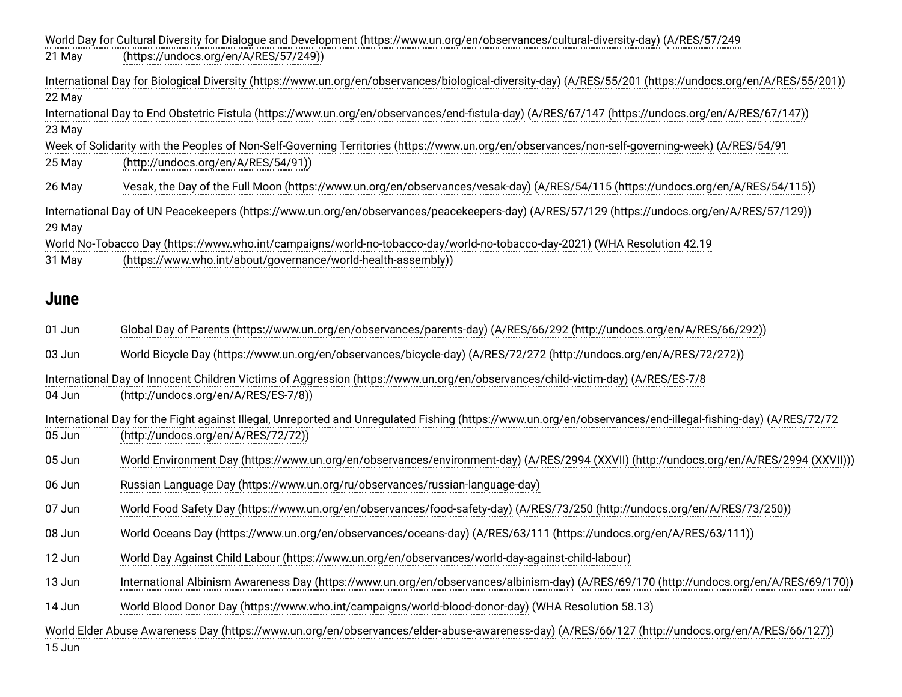21 May World Day for Cultural Diversity for Dialogue and Development (https://www.un.org/en/observances/cultural-diversity-day) (A/RES/57/249 (https://undocs.org/en/A/RES/57/249))

22 May International Day for Biological Diversity (https://www.un.org/en/observances/biological-diversity-day) (A/RES/55/201 (https://undocs.org/en/A/RES/55/201))

23 May International Day to End Obstetric Fistula (https://www.un.org/en/observances/end-fistula-day) (A/RES/67/147 (https://undocs.org/en/A/RES/67/147))

25 May Week of Solidarity with the Peoples of Non-Self-Governing Territories (https://www.un.org/en/observances/non-self-governing-week) (A/RES/54/91 (http://undocs.org/en/A/RES/54/91))

26 May Vesak, the Day of the Full Moon (https://www.un.org/en/observances/vesak-day) (A/RES/54/115 (https://undocs.org/en/A/RES/54/115))

29 May International Day of UN Peacekeepers (https://www.un.org/en/observances/peacekeepers-day) (A/RES/57/129 (https://undocs.org/en/A/RES/57/129))

31 May World No-Tobacco Day (https://www.who.int/campaigns/world-no-tobacco-day/world-no-tobacco-day-2021) (WHA Resolution 42.19 (https://www.who.int/about/governance/world-health-assembly))

## June

01 Jun Global Day of Parents (https://www.un.org/en/observances/parents-day) (A/RES/66/292 (http://undocs.org/en/A/RES/66/292))

03 Jun World Bicycle Day (https://www.un.org/en/observances/bicycle-day) (A/RES/72/272 (http://undocs.org/en/A/RES/72/272))

04 Jun International Day of Innocent Children Victims of Aggression (https://www.un.org/en/observances/child-victim-day) (A/RES/ES-7/8 (http://undocs.org/en/A/RES/ES-7/8))

05 Jun International Day for the Fight against Illegal, Unreported and Unregulated Fishing (https://www.un.org/en/observances/end-illegal-fishing-day) (A/RES/72/72 (http://undocs.org/en/A/RES/72/72))

05 Jun World Environment Day (https://www.un.org/en/observances/environment-day) (A/RES/2994 (XXVII) (http://undocs.org/en/A/RES/2994 (XXVII)))

06 Jun Russian Language Day (https://www.un.org/ru/observances/russian-language-day)

07 Jun World Food Safety Day (https://www.un.org/en/observances/food-safety-day) (A/RES/73/250 (http://undocs.org/en/A/RES/73/250))

08 Jun World Oceans Day (https://www.un.org/en/observances/oceans-day) (A/RES/63/111 (https://undocs.org/en/A/RES/63/111))

12 Jun World Day Against Child Labour (https://www.un.org/en/observances/world-day-against-child-labour)

13 Jun International Albinism Awareness Day (https://www.un.org/en/observances/albinism-day) (A/RES/69/170 (http://undocs.org/en/A/RES/69/170))

14 Jun World Blood Donor Day (https://www.who.int/campaigns/world-blood-donor-day) (WHA Resolution 58.13)

15 Jun World Elder Abuse Awareness Day (https://www.un.org/en/observances/elder-abuse-awareness-day) (A/RES/66/127 (http://undocs.org/en/A/RES/66/127))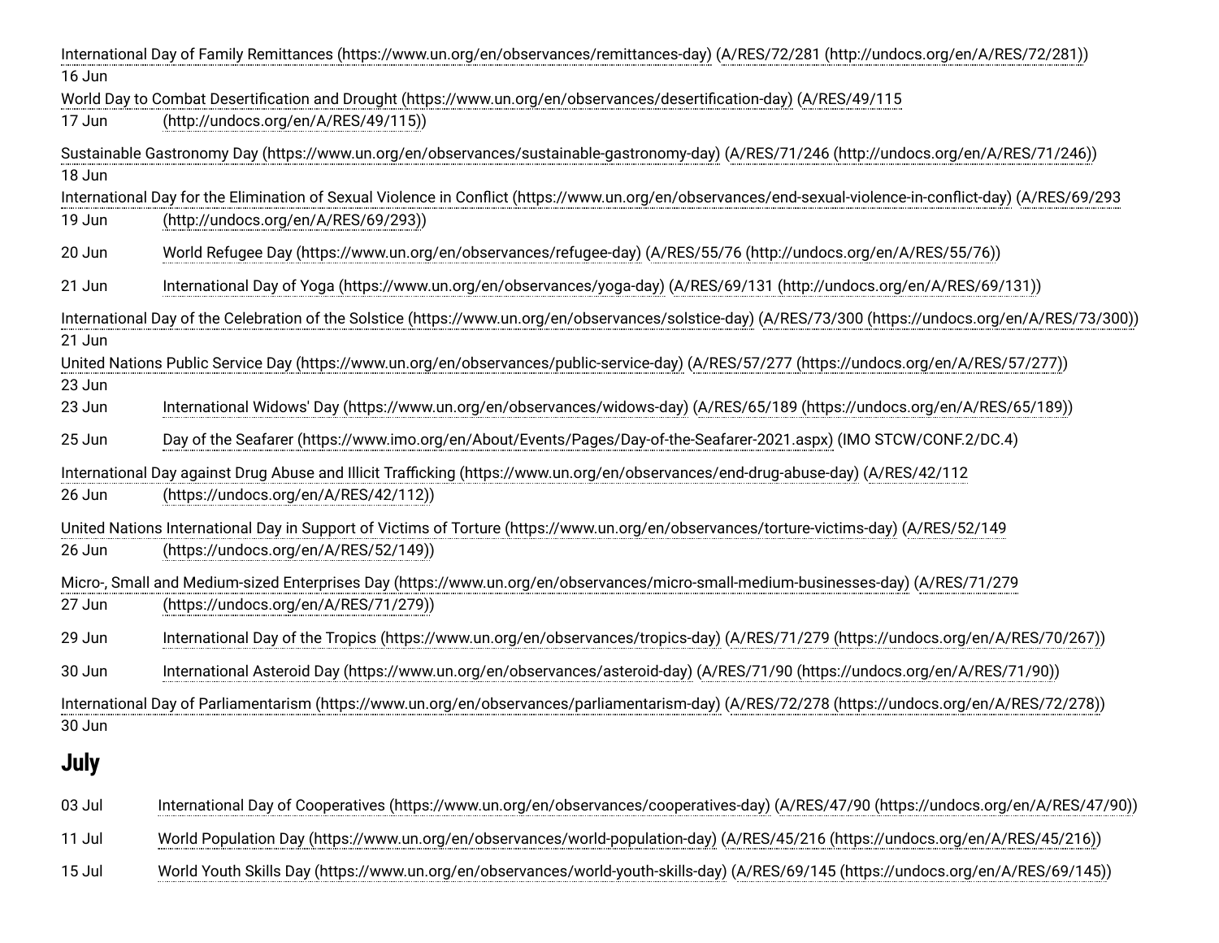| | |
|---|---|
| 16 Jun | International Day of Family Remittances (https://www.un.org/en/observances/remittances-day) (A/RES/72/281 (http://undocs.org/en/A/RES/72/281)) |
| 17 Jun | World Day to Combat Desertification and Drought (https://www.un.org/en/observances/desertification-day) (A/RES/49/115 (http://undocs.org/en/A/RES/49/115)) |
| 18 Jun | Sustainable Gastronomy Day (https://www.un.org/en/observances/sustainable-gastronomy-day) (A/RES/71/246 (http://undocs.org/en/A/RES/71/246)) |
| 19 Jun | International Day for the Elimination of Sexual Violence in Conflict (https://www.un.org/en/observances/end-sexual-violence-in-conflict-day) (A/RES/69/293 (http://undocs.org/en/A/RES/69/293)) |
| 20 Jun | World Refugee Day (https://www.un.org/en/observances/refugee-day) (A/RES/55/76 (http://undocs.org/en/A/RES/55/76)) |
| 21 Jun | International Day of Yoga (https://www.un.org/en/observances/yoga-day) (A/RES/69/131 (http://undocs.org/en/A/RES/69/131)) |
| 21 Jun | International Day of the Celebration of the Solstice (https://www.un.org/en/observances/solstice-day) (A/RES/73/300 (https://undocs.org/en/A/RES/73/300)) |
| 23 Jun | United Nations Public Service Day (https://www.un.org/en/observances/public-service-day) (A/RES/57/277 (https://undocs.org/en/A/RES/57/277)) |
| 23 Jun | International Widows' Day (https://www.un.org/en/observances/widows-day) (A/RES/65/189 (https://undocs.org/en/A/RES/65/189)) |
| 25 Jun | Day of the Seafarer (https://www.imo.org/en/About/Events/Pages/Day-of-the-Seafarer-2021.aspx) (IMO STCW/CONF.2/DC.4) |
| 26 Jun | International Day against Drug Abuse and Illicit Trafficking (https://www.un.org/en/observances/end-drug-abuse-day) (A/RES/42/112 (https://undocs.org/en/A/RES/42/112)) |
| 26 Jun | United Nations International Day in Support of Victims of Torture (https://www.un.org/en/observances/torture-victims-day) (A/RES/52/149 (https://undocs.org/en/A/RES/52/149)) |
| 27 Jun | Micro-, Small and Medium-sized Enterprises Day (https://www.un.org/en/observances/micro-small-medium-businesses-day) (A/RES/71/279 (https://undocs.org/en/A/RES/71/279)) |
| 29 Jun | International Day of the Tropics (https://www.un.org/en/observances/tropics-day) (A/RES/71/279 (https://undocs.org/en/A/RES/70/267)) |
| 30 Jun | International Asteroid Day (https://www.un.org/en/observances/asteroid-day) (A/RES/71/90 (https://undocs.org/en/A/RES/71/90)) |
| 30 Jun | International Day of Parliamentarism (https://www.un.org/en/observances/parliamentarism-day) (A/RES/72/278 (https://undocs.org/en/A/RES/72/278)) |

## July

| | |
|---|---|
| 03 Jul | International Day of Cooperatives (https://www.un.org/en/observances/cooperatives-day) (A/RES/47/90 (https://undocs.org/en/A/RES/47/90)) |
| 11 Jul | World Population Day (https://www.un.org/en/observances/world-population-day) (A/RES/45/216 (https://undocs.org/en/A/RES/45/216)) |
| 15 Jul | World Youth Skills Day (https://www.un.org/en/observances/world-youth-skills-day) (A/RES/69/145 (https://undocs.org/en/A/RES/69/145)) |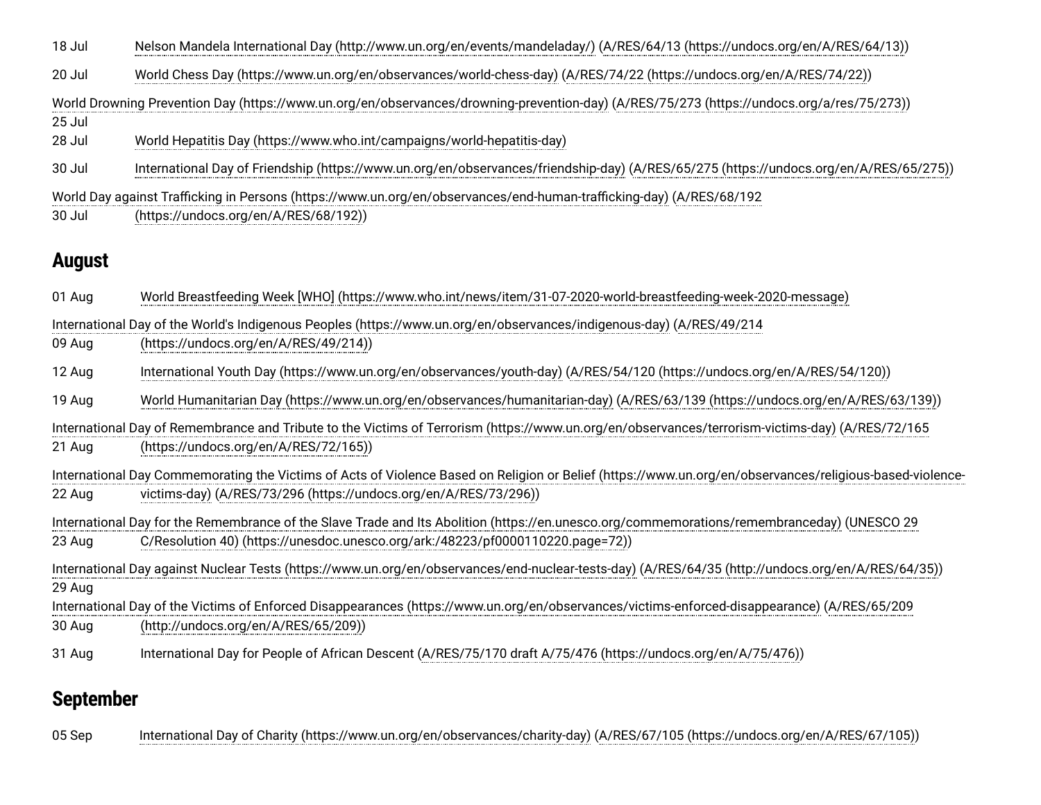18 Jul Nelson Mandela International Day (http://www.un.org/en/events/mandeladay/) (A/RES/64/13 (https://undocs.org/en/A/RES/64/13))

20 Jul World Chess Day (https://www.un.org/en/observances/world-chess-day) (A/RES/74/22 (https://undocs.org/en/A/RES/74/22))

25 Jul World Drowning Prevention Day (https://www.un.org/en/observances/drowning-prevention-day) (A/RES/75/273 (https://undocs.org/a/res/75/273))

28 Jul World Hepatitis Day (https://www.who.int/campaigns/world-hepatitis-day)

30 Jul International Day of Friendship (https://www.un.org/en/observances/friendship-day) (A/RES/65/275 (https://undocs.org/en/A/RES/65/275))

30 Jul World Day against Trafficking in Persons (https://www.un.org/en/observances/end-human-trafficking-day) (A/RES/68/192 (https://undocs.org/en/A/RES/68/192))

## August

01 Aug World Breastfeeding Week [WHO] (https://www.who.int/news/item/31-07-2020-world-breastfeeding-week-2020-message)

09 Aug International Day of the World's Indigenous Peoples (https://www.un.org/en/observances/indigenous-day) (A/RES/49/214 (https://undocs.org/en/A/RES/49/214))

12 Aug International Youth Day (https://www.un.org/en/observances/youth-day) (A/RES/54/120 (https://undocs.org/en/A/RES/54/120))

19 Aug World Humanitarian Day (https://www.un.org/en/observances/humanitarian-day) (A/RES/63/139 (https://undocs.org/en/A/RES/63/139))

21 Aug International Day of Remembrance and Tribute to the Victims of Terrorism (https://www.un.org/en/observances/terrorism-victims-day) (A/RES/72/165 (https://undocs.org/en/A/RES/72/165))

22 Aug International Day Commemorating the Victims of Acts of Violence Based on Religion or Belief (https://www.un.org/en/observances/religious-based-violence-victims-day) (A/RES/73/296 (https://undocs.org/en/A/RES/73/296))

23 Aug International Day for the Remembrance of the Slave Trade and Its Abolition (https://en.unesco.org/commemorations/remembranceday) (UNESCO 29 C/Resolution 40) (https://unesdoc.unesco.org/ark:/48223/pf0000110220.page=72))

29 Aug International Day against Nuclear Tests (https://www.un.org/en/observances/end-nuclear-tests-day) (A/RES/64/35 (http://undocs.org/en/A/RES/64/35))

30 Aug International Day of the Victims of Enforced Disappearances (https://www.un.org/en/observances/victims-enforced-disappearance) (A/RES/65/209 (http://undocs.org/en/A/RES/65/209))

31 Aug International Day for People of African Descent (A/RES/75/170 draft A/75/476 (https://undocs.org/en/A/75/476))

## September

05 Sep International Day of Charity (https://www.un.org/en/observances/charity-day) (A/RES/67/105 (https://undocs.org/en/A/RES/67/105))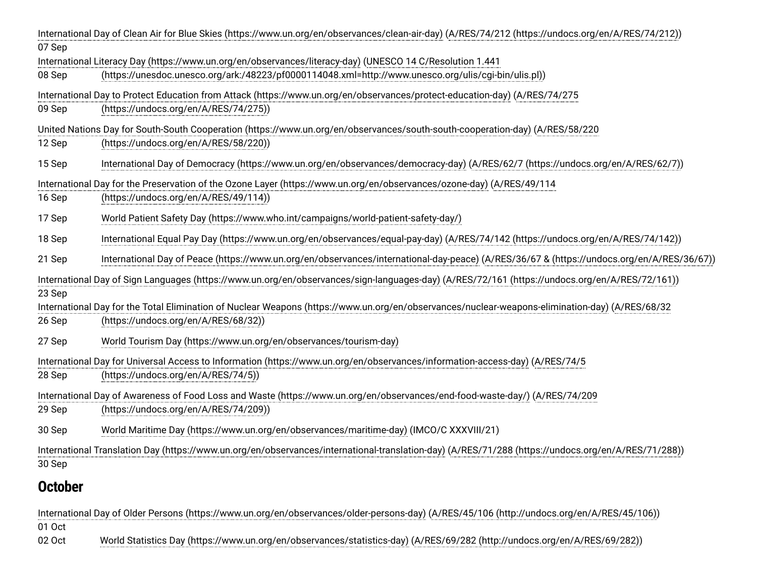| | |
|---|---|
| 07 Sep | International Day of Clean Air for Blue Skies (https://www.un.org/en/observances/clean-air-day) (A/RES/74/212 (https://undocs.org/en/A/RES/74/212)) |
| 08 Sep | International Literacy Day (https://www.un.org/en/observances/literacy-day) (UNESCO 14 C/Resolution 1.441 (https://unesdoc.unesco.org/ark:/48223/pf0000114048.xml=http://www.unesco.org/ulis/cgi-bin/ulis.pl)) |
| 09 Sep | International Day to Protect Education from Attack (https://www.un.org/en/observances/protect-education-day) (A/RES/74/275 (https://undocs.org/en/A/RES/74/275)) |
| 12 Sep | United Nations Day for South-South Cooperation (https://www.un.org/en/observances/south-south-cooperation-day) (A/RES/58/220 (https://undocs.org/en/A/RES/58/220)) |
| 15 Sep | International Day of Democracy (https://www.un.org/en/observances/democracy-day) (A/RES/62/7 (https://undocs.org/en/A/RES/62/7)) |
| 16 Sep | International Day for the Preservation of the Ozone Layer (https://www.un.org/en/observances/ozone-day) (A/RES/49/114 (https://undocs.org/en/A/RES/49/114)) |
| 17 Sep | World Patient Safety Day (https://www.who.int/campaigns/world-patient-safety-day/) |
| 18 Sep | International Equal Pay Day (https://www.un.org/en/observances/equal-pay-day) (A/RES/74/142 (https://undocs.org/en/A/RES/74/142)) |
| 21 Sep | International Day of Peace (https://www.un.org/en/observances/international-day-peace) (A/RES/36/67 & (https://undocs.org/en/A/RES/36/67)) |
| 23 Sep | International Day of Sign Languages (https://www.un.org/en/observances/sign-languages-day) (A/RES/72/161 (https://undocs.org/en/A/RES/72/161)) |
| 26 Sep | International Day for the Total Elimination of Nuclear Weapons (https://www.un.org/en/observances/nuclear-weapons-elimination-day) (A/RES/68/32 (https://undocs.org/en/A/RES/68/32)) |
| 27 Sep | World Tourism Day (https://www.un.org/en/observances/tourism-day) |
| 28 Sep | International Day for Universal Access to Information (https://www.un.org/en/observances/information-access-day) (A/RES/74/5 (https://undocs.org/en/A/RES/74/5)) |
| 29 Sep | International Day of Awareness of Food Loss and Waste (https://www.un.org/en/observances/end-food-waste-day/) (A/RES/74/209 (https://undocs.org/en/A/RES/74/209)) |
| 30 Sep | World Maritime Day (https://www.un.org/en/observances/maritime-day) (IMCO/C XXXVIII/21) |
| 30 Sep | International Translation Day (https://www.un.org/en/observances/international-translation-day) (A/RES/71/288 (https://undocs.org/en/A/RES/71/288)) |

## October

| | |
|---|---|
| 01 Oct | International Day of Older Persons (https://www.un.org/en/observances/older-persons-day) (A/RES/45/106 (http://undocs.org/en/A/RES/45/106)) |
| 02 Oct | World Statistics Day (https://www.un.org/en/observances/statistics-day) (A/RES/69/282 (http://undocs.org/en/A/RES/69/282)) |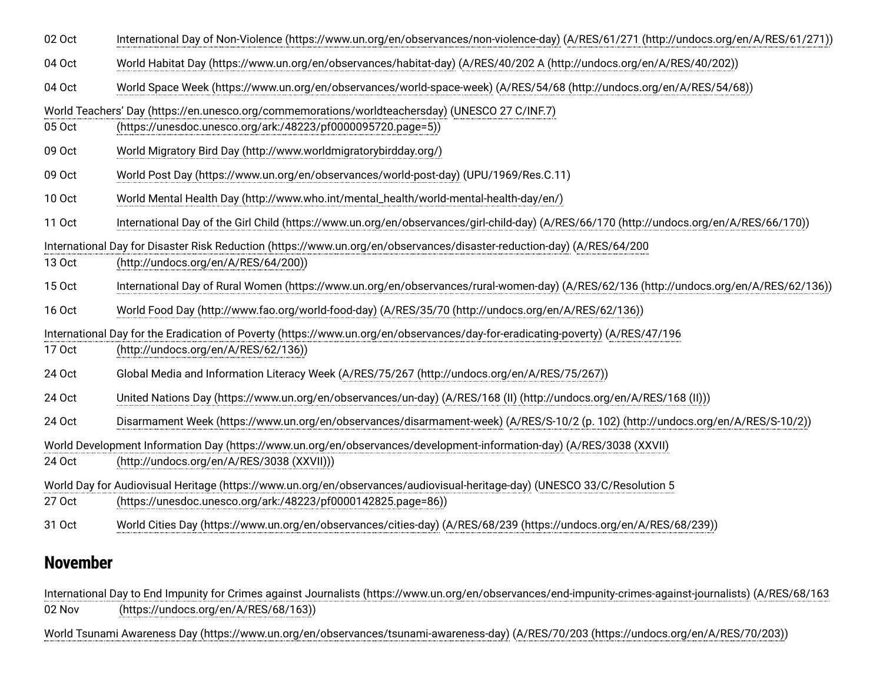02 Oct International Day of Non-Violence (https://www.un.org/en/observances/non-violence-day) (A/RES/61/271 (http://undocs.org/en/A/RES/61/271))

04 Oct World Habitat Day (https://www.un.org/en/observances/habitat-day) (A/RES/40/202 A (http://undocs.org/en/A/RES/40/202))

04 Oct World Space Week (https://www.un.org/en/observances/world-space-week) (A/RES/54/68 (http://undocs.org/en/A/RES/54/68))

05 Oct World Teachers' Day (https://en.unesco.org/commemorations/worldteachersday) (UNESCO 27 C/INF.7 (https://unesdoc.unesco.org/ark:/48223/pf0000095720.page=5))

09 Oct World Migratory Bird Day (http://www.worldmigratorybirdday.org/)

09 Oct World Post Day (https://www.un.org/en/observances/world-post-day) (UPU/1969/Res.C.11)

10 Oct World Mental Health Day (http://www.who.int/mental_health/world-mental-health-day/en/)

11 Oct International Day of the Girl Child (https://www.un.org/en/observances/girl-child-day) (A/RES/66/170 (http://undocs.org/en/A/RES/66/170))

13 Oct International Day for Disaster Risk Reduction (https://www.un.org/en/observances/disaster-reduction-day) (A/RES/64/200 (http://undocs.org/en/A/RES/64/200))

15 Oct International Day of Rural Women (https://www.un.org/en/observances/rural-women-day) (A/RES/62/136 (http://undocs.org/en/A/RES/62/136))

16 Oct World Food Day (http://www.fao.org/world-food-day) (A/RES/35/70 (http://undocs.org/en/A/RES/62/136))

17 Oct International Day for the Eradication of Poverty (https://www.un.org/en/observances/day-for-eradicating-poverty) (A/RES/47/196 (http://undocs.org/en/A/RES/62/136))

24 Oct Global Media and Information Literacy Week (A/RES/75/267 (http://undocs.org/en/A/RES/75/267))

24 Oct United Nations Day (https://www.un.org/en/observances/un-day) (A/RES/168 (II) (http://undocs.org/en/A/RES/168 (II)))

24 Oct Disarmament Week (https://www.un.org/en/observances/disarmament-week) (A/RES/S-10/2 (p. 102) (http://undocs.org/en/A/RES/S-10/2))

24 Oct World Development Information Day (https://www.un.org/en/observances/development-information-day) (A/RES/3038 (XXVII) (http://undocs.org/en/A/RES/3038 (XXVII)))

27 Oct World Day for Audiovisual Heritage (https://www.un.org/en/observances/audiovisual-heritage-day) (UNESCO 33/C/Resolution 5 (https://unesdoc.unesco.org/ark:/48223/pf0000142825.page=86))

31 Oct World Cities Day (https://www.un.org/en/observances/cities-day) (A/RES/68/239 (https://undocs.org/en/A/RES/68/239))

## November

02 Nov International Day to End Impunity for Crimes against Journalists (https://www.un.org/en/observances/end-impunity-crimes-against-journalists) (A/RES/68/163 (https://undocs.org/en/A/RES/68/163))

World Tsunami Awareness Day (https://www.un.org/en/observances/tsunami-awareness-day) (A/RES/70/203 (https://undocs.org/en/A/RES/70/203))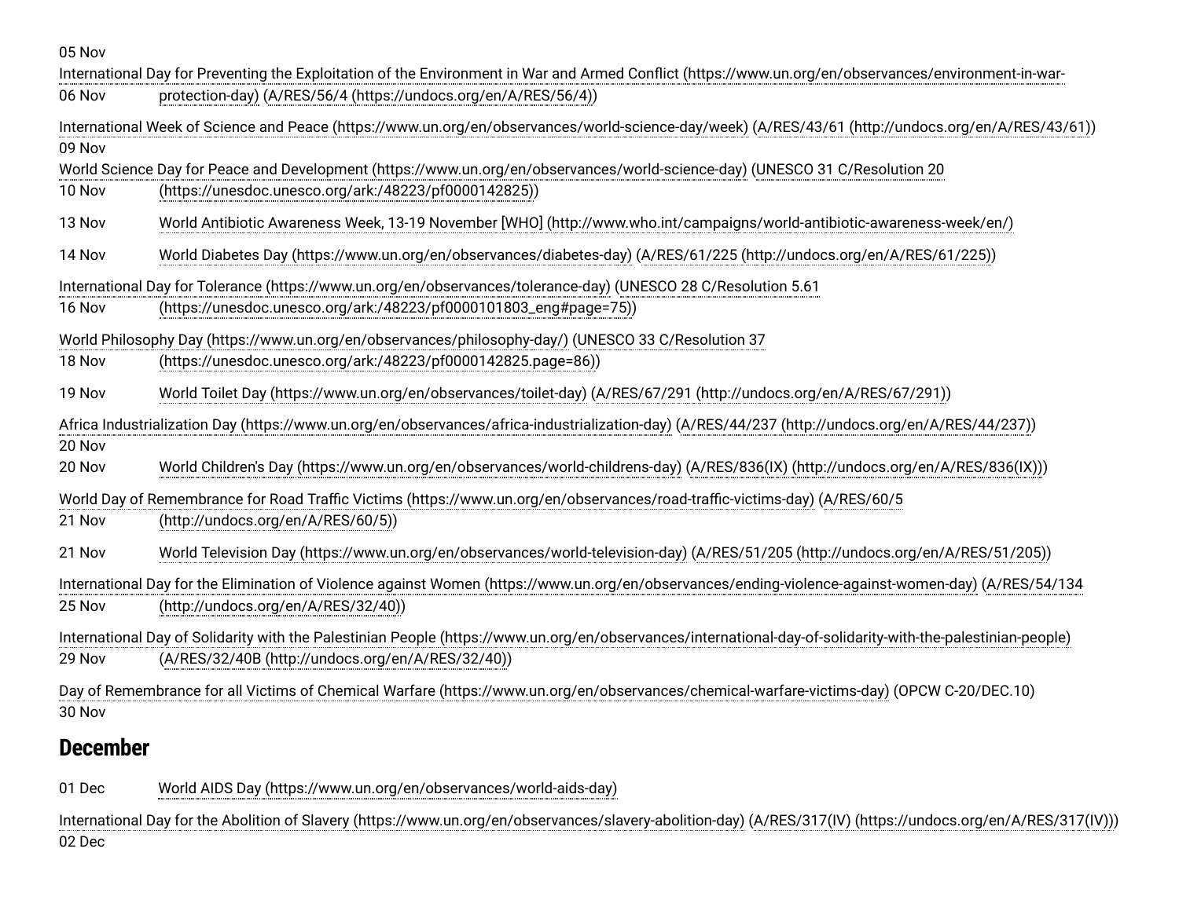05 Nov

06 Nov International Day for Preventing the Exploitation of the Environment in War and Armed Conflict (https://www.un.org/en/observances/environment-in-war-protection-day) (A/RES/56/4 (https://undocs.org/en/A/RES/56/4))

International Week of Science and Peace (https://www.un.org/en/observances/world-science-day/week) (A/RES/43/61 (http://undocs.org/en/A/RES/43/61))

09 Nov

10 Nov World Science Day for Peace and Development (https://www.un.org/en/observances/world-science-day) (UNESCO 31 C/Resolution 20 (https://unesdoc.unesco.org/ark:/48223/pf0000142825))

13 Nov World Antibiotic Awareness Week, 13-19 November [WHO] (http://www.who.int/campaigns/world-antibiotic-awareness-week/en/)

14 Nov World Diabetes Day (https://www.un.org/en/observances/diabetes-day) (A/RES/61/225 (http://undocs.org/en/A/RES/61/225))

16 Nov International Day for Tolerance (https://www.un.org/en/observances/tolerance-day) (UNESCO 28 C/Resolution 5.61 (https://unesdoc.unesco.org/ark:/48223/pf0000101803_eng#page=75))

18 Nov World Philosophy Day (https://www.un.org/en/observances/philosophy-day/) (UNESCO 33 C/Resolution 37 (https://unesdoc.unesco.org/ark:/48223/pf0000142825.page=86))

19 Nov World Toilet Day (https://www.un.org/en/observances/toilet-day) (A/RES/67/291 (http://undocs.org/en/A/RES/67/291))

Africa Industrialization Day (https://www.un.org/en/observances/africa-industrialization-day) (A/RES/44/237 (http://undocs.org/en/A/RES/44/237))

20 Nov

20 Nov World Children's Day (https://www.un.org/en/observances/world-childrens-day) (A/RES/836(IX) (http://undocs.org/en/A/RES/836(IX)))

21 Nov World Day of Remembrance for Road Traffic Victims (https://www.un.org/en/observances/road-traffic-victims-day) (A/RES/60/5 (http://undocs.org/en/A/RES/60/5))

21 Nov World Television Day (https://www.un.org/en/observances/world-television-day) (A/RES/51/205 (http://undocs.org/en/A/RES/51/205))

25 Nov International Day for the Elimination of Violence against Women (https://www.un.org/en/observances/ending-violence-against-women-day) (A/RES/54/134 (http://undocs.org/en/A/RES/32/40))

29 Nov International Day of Solidarity with the Palestinian People (https://www.un.org/en/observances/international-day-of-solidarity-with-the-palestinian-people) (A/RES/32/40B (http://undocs.org/en/A/RES/32/40))

Day of Remembrance for all Victims of Chemical Warfare (https://www.un.org/en/observances/chemical-warfare-victims-day) (OPCW C-20/DEC.10)

30 Nov

## December

01 Dec World AIDS Day (https://www.un.org/en/observances/world-aids-day)

International Day for the Abolition of Slavery (https://www.un.org/en/observances/slavery-abolition-day) (A/RES/317(IV) (https://undocs.org/en/A/RES/317(IV)))

02 Dec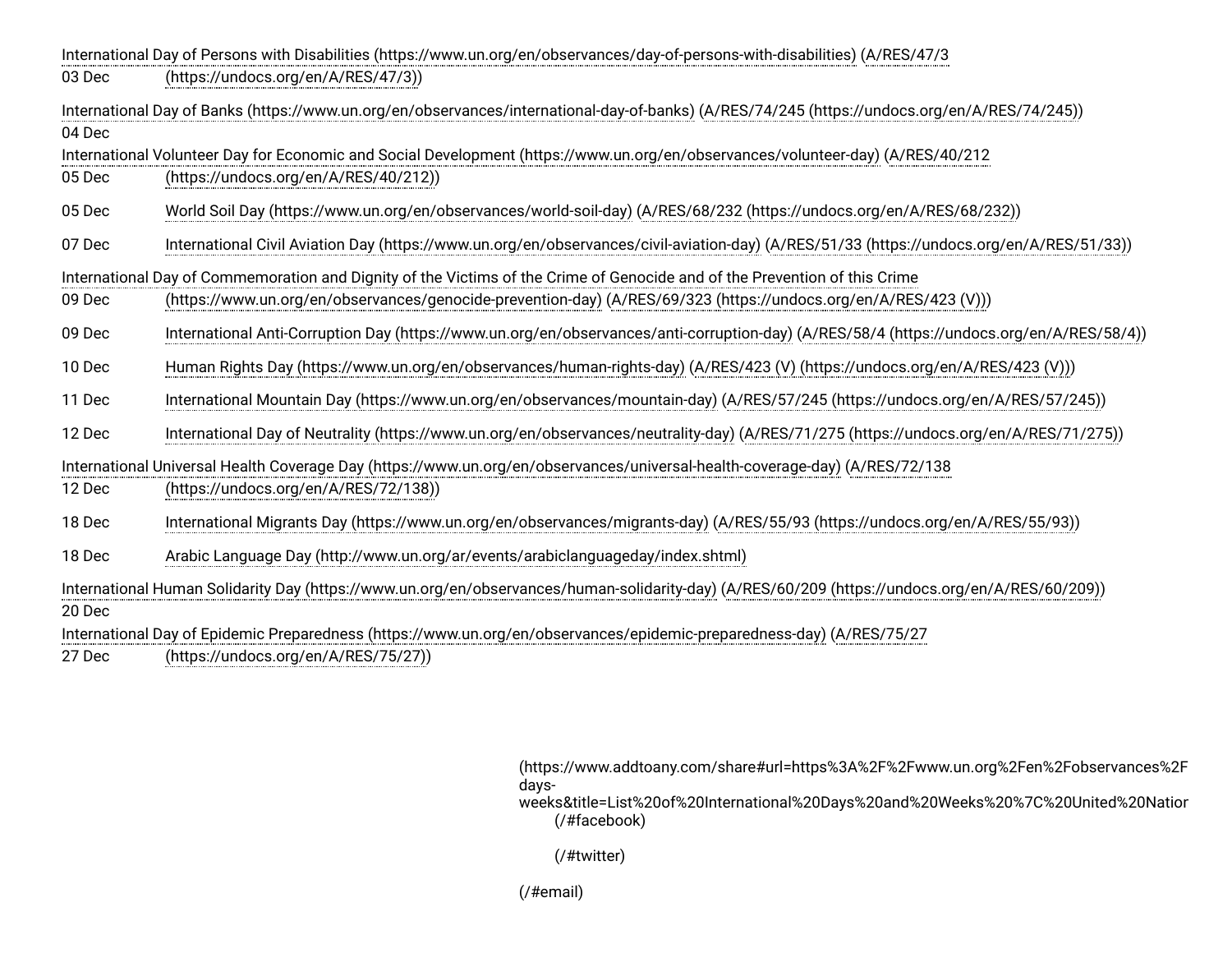| | |
|---|---|
| 03 Dec | International Day of Persons with Disabilities (https://www.un.org/en/observances/day-of-persons-with-disabilities) (A/RES/47/3 (https://undocs.org/en/A/RES/47/3)) |
| 04 Dec | International Day of Banks (https://www.un.org/en/observances/international-day-of-banks) (A/RES/74/245 (https://undocs.org/en/A/RES/74/245)) |
| 05 Dec | International Volunteer Day for Economic and Social Development (https://www.un.org/en/observances/volunteer-day) (A/RES/40/212 (https://undocs.org/en/A/RES/40/212)) |
| 05 Dec | World Soil Day (https://www.un.org/en/observances/world-soil-day) (A/RES/68/232 (https://undocs.org/en/A/RES/68/232)) |
| 07 Dec | International Civil Aviation Day (https://www.un.org/en/observances/civil-aviation-day) (A/RES/51/33 (https://undocs.org/en/A/RES/51/33)) |
| 09 Dec | International Day of Commemoration and Dignity of the Victims of the Crime of Genocide and of the Prevention of this Crime (https://www.un.org/en/observances/genocide-prevention-day) (A/RES/69/323 (https://undocs.org/en/A/RES/423 (V))) |
| 09 Dec | International Anti-Corruption Day (https://www.un.org/en/observances/anti-corruption-day) (A/RES/58/4 (https://undocs.org/en/A/RES/58/4)) |
| 10 Dec | Human Rights Day (https://www.un.org/en/observances/human-rights-day) (A/RES/423 (V) (https://undocs.org/en/A/RES/423 (V))) |
| 11 Dec | International Mountain Day (https://www.un.org/en/observances/mountain-day) (A/RES/57/245 (https://undocs.org/en/A/RES/57/245)) |
| 12 Dec | International Day of Neutrality (https://www.un.org/en/observances/neutrality-day) (A/RES/71/275 (https://undocs.org/en/A/RES/71/275)) |
| 12 Dec | International Universal Health Coverage Day (https://www.un.org/en/observances/universal-health-coverage-day) (A/RES/72/138 (https://undocs.org/en/A/RES/72/138)) |
| 18 Dec | International Migrants Day (https://www.un.org/en/observances/migrants-day) (A/RES/55/93 (https://undocs.org/en/A/RES/55/93)) |
| 18 Dec | Arabic Language Day (http://www.un.org/ar/events/arabiclanguageday/index.shtml) |
| 20 Dec | International Human Solidarity Day (https://www.un.org/en/observances/human-solidarity-day) (A/RES/60/209 (https://undocs.org/en/A/RES/60/209)) |
| 27 Dec | International Day of Epidemic Preparedness (https://www.un.org/en/observances/epidemic-preparedness-day) (A/RES/75/27 (https://undocs.org/en/A/RES/75/27)) |

(https://www.addtoany.com/share#url=https%3A%2F%2Fwww.un.org%2Fen%2Fobservances%2Fdays-weeks&title=List%20of%20International%20Days%20and%20Weeks%20%7C%20United%20Natior

(/#facebook)

(/#twitter)

(/#email)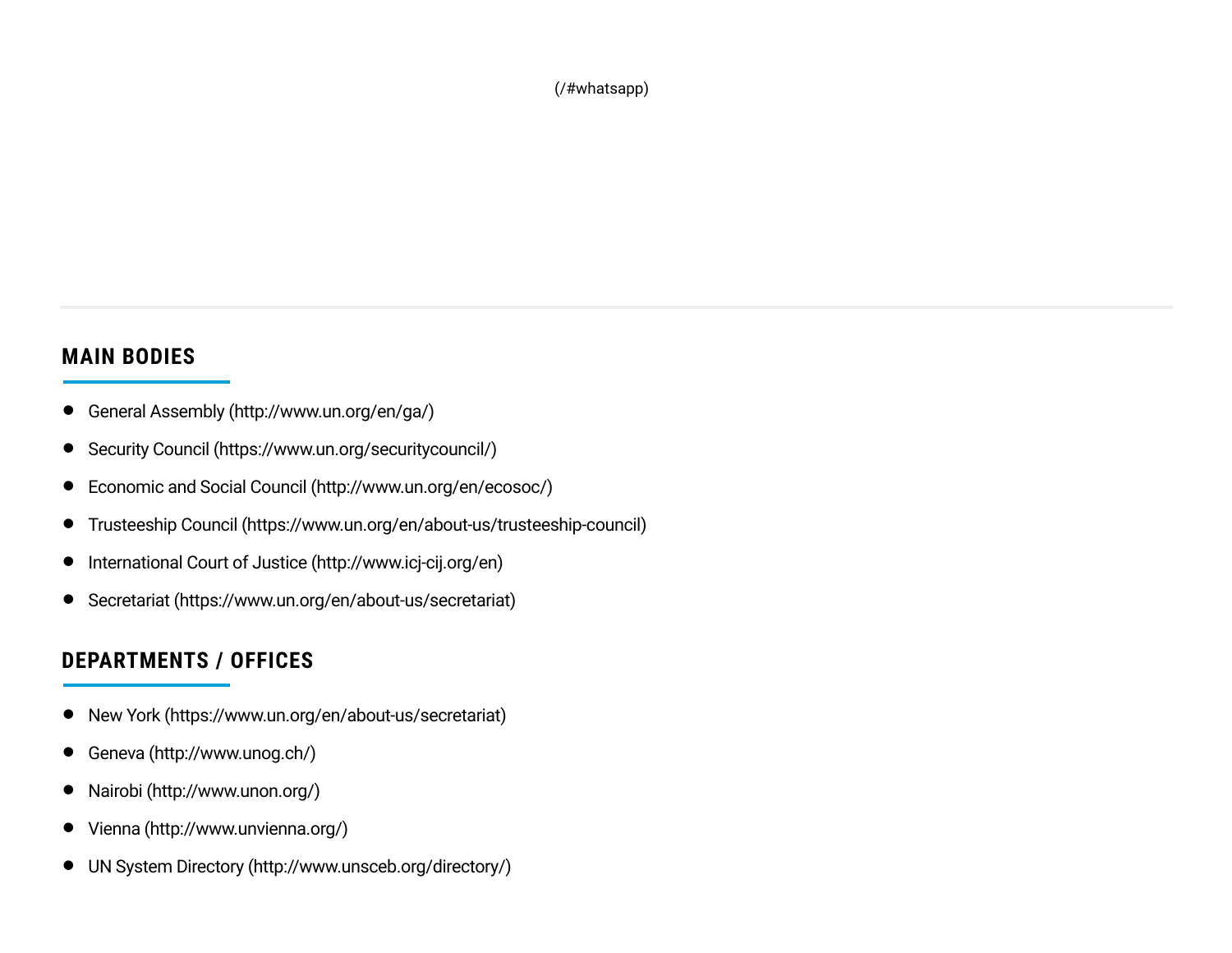(/#whatsapp)

---

## MAIN BODIES

- General Assembly (http://www.un.org/en/ga/)
- Security Council (https://www.un.org/securitycouncil/)
- Economic and Social Council (http://www.un.org/en/ecosoc/)
- Trusteeship Council (https://www.un.org/en/about-us/trusteeship-council)
- International Court of Justice (http://www.icj-cij.org/en)
- Secretariat (https://www.un.org/en/about-us/secretariat)

## DEPARTMENTS / OFFICES

- New York (https://www.un.org/en/about-us/secretariat)
- Geneva (http://www.unog.ch/)
- Nairobi (http://www.unon.org/)
- Vienna (http://www.unvienna.org/)
- UN System Directory (http://www.unsceb.org/directory/)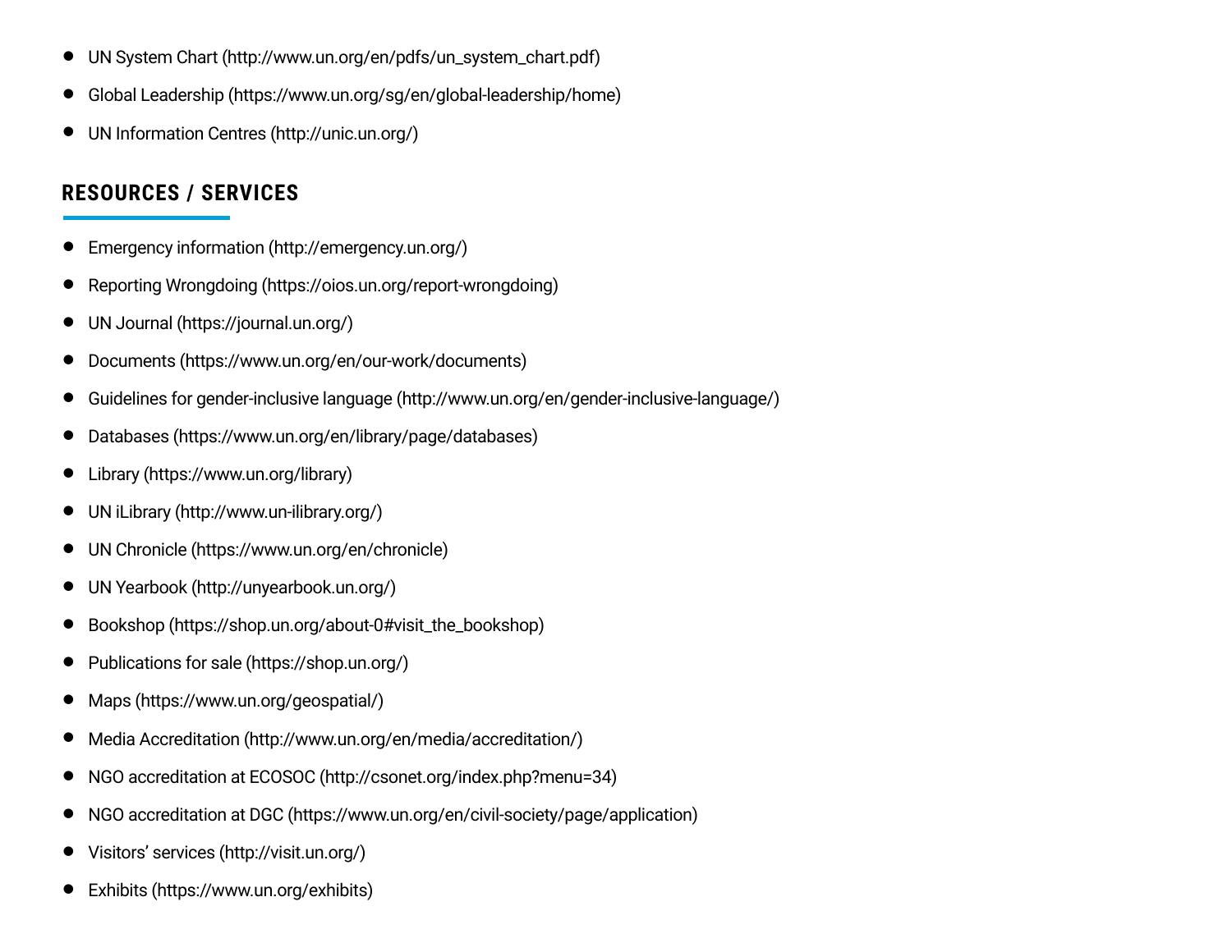- UN System Chart (http://www.un.org/en/pdfs/un_system_chart.pdf)
- Global Leadership (https://www.un.org/sg/en/global-leadership/home)
- UN Information Centres (http://unic.un.org/)

## RESOURCES / SERVICES

- Emergency information (http://emergency.un.org/)
- Reporting Wrongdoing (https://oios.un.org/report-wrongdoing)
- UN Journal (https://journal.un.org/)
- Documents (https://www.un.org/en/our-work/documents)
- Guidelines for gender-inclusive language (http://www.un.org/en/gender-inclusive-language/)
- Databases (https://www.un.org/en/library/page/databases)
- Library (https://www.un.org/library)
- UN iLibrary (http://www.un-ilibrary.org/)
- UN Chronicle (https://www.un.org/en/chronicle)
- UN Yearbook (http://unyearbook.un.org/)
- Bookshop (https://shop.un.org/about-0#visit_the_bookshop)
- Publications for sale (https://shop.un.org/)
- Maps (https://www.un.org/geospatial/)
- Media Accreditation (http://www.un.org/en/media/accreditation/)
- NGO accreditation at ECOSOC (http://csonet.org/index.php?menu=34)
- NGO accreditation at DGC (https://www.un.org/en/civil-society/page/application)
- Visitors' services (http://visit.un.org/)
- Exhibits (https://www.un.org/exhibits)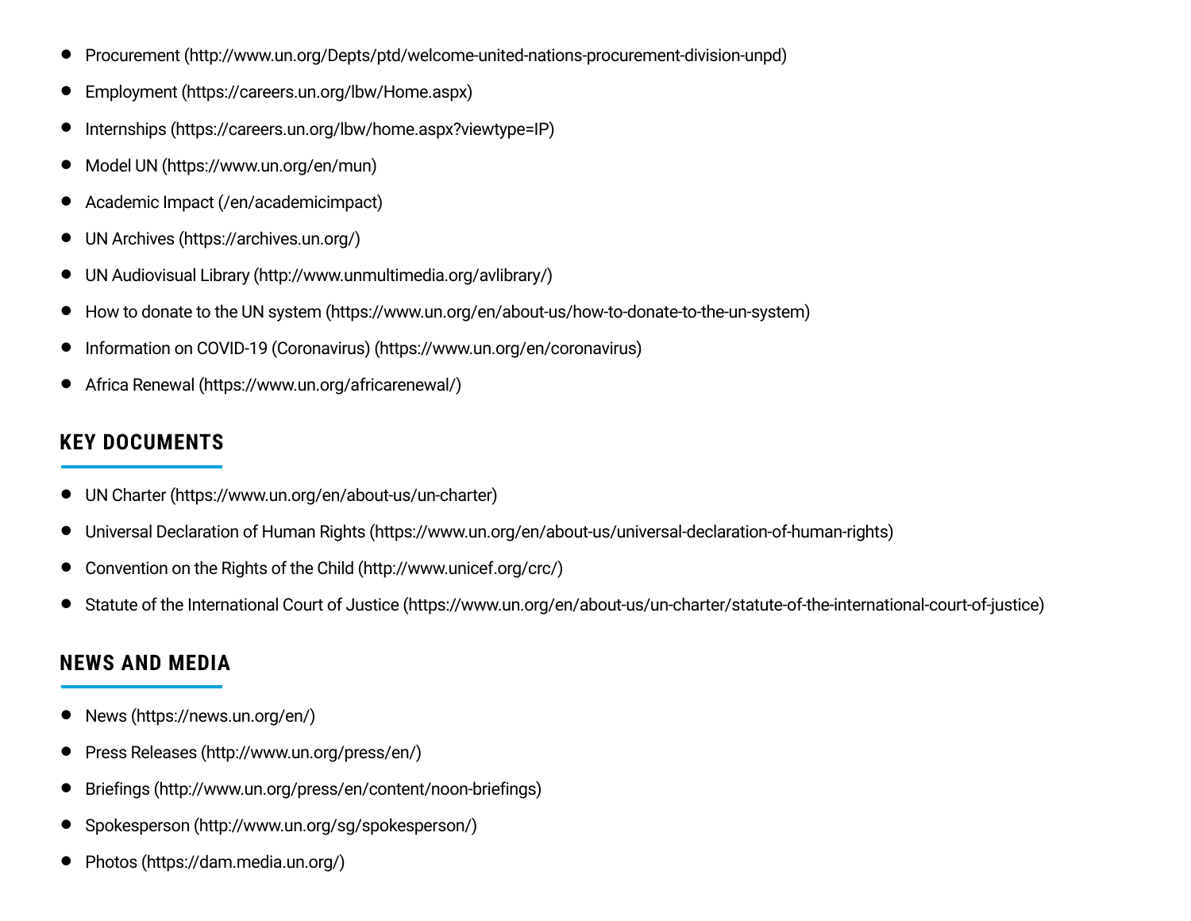- Procurement (http://www.un.org/Depts/ptd/welcome-united-nations-procurement-division-unpd)
- Employment (https://careers.un.org/lbw/Home.aspx)
- Internships (https://careers.un.org/lbw/home.aspx?viewtype=IP)
- Model UN (https://www.un.org/en/mun)
- Academic Impact (/en/academicimpact)
- UN Archives (https://archives.un.org/)
- UN Audiovisual Library (http://www.unmultimedia.org/avlibrary/)
- How to donate to the UN system (https://www.un.org/en/about-us/how-to-donate-to-the-un-system)
- Information on COVID-19 (Coronavirus) (https://www.un.org/en/coronavirus)
- Africa Renewal (https://www.un.org/africarenewal/)

## KEY DOCUMENTS

- UN Charter (https://www.un.org/en/about-us/un-charter)
- Universal Declaration of Human Rights (https://www.un.org/en/about-us/universal-declaration-of-human-rights)
- Convention on the Rights of the Child (http://www.unicef.org/crc/)
- Statute of the International Court of Justice (https://www.un.org/en/about-us/un-charter/statute-of-the-international-court-of-justice)

## NEWS AND MEDIA

- News (https://news.un.org/en/)
- Press Releases (http://www.un.org/press/en/)
- Briefings (http://www.un.org/press/en/content/noon-briefings)
- Spokesperson (http://www.un.org/sg/spokesperson/)
- Photos (https://dam.media.un.org/)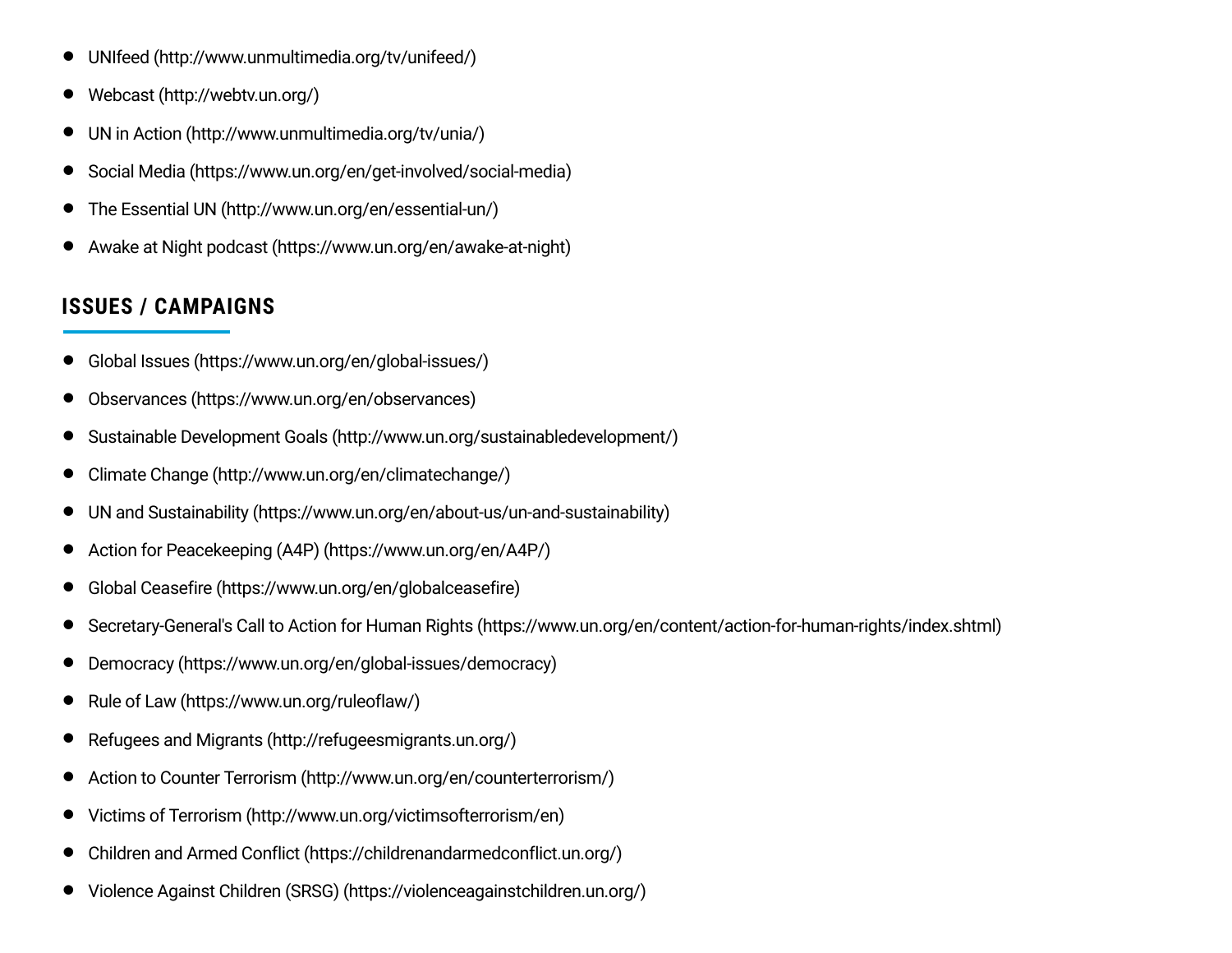- UNIfeed (http://www.unmultimedia.org/tv/unifeed/)
- Webcast (http://webtv.un.org/)
- UN in Action (http://www.unmultimedia.org/tv/unia/)
- Social Media (https://www.un.org/en/get-involved/social-media)
- The Essential UN (http://www.un.org/en/essential-un/)
- Awake at Night podcast (https://www.un.org/en/awake-at-night)

## ISSUES / CAMPAIGNS

- Global Issues (https://www.un.org/en/global-issues/)
- Observances (https://www.un.org/en/observances)
- Sustainable Development Goals (http://www.un.org/sustainabledevelopment/)
- Climate Change (http://www.un.org/en/climatechange/)
- UN and Sustainability (https://www.un.org/en/about-us/un-and-sustainability)
- Action for Peacekeeping (A4P) (https://www.un.org/en/A4P/)
- Global Ceasefire (https://www.un.org/en/globalceasefire)
- Secretary-General's Call to Action for Human Rights (https://www.un.org/en/content/action-for-human-rights/index.shtml)
- Democracy (https://www.un.org/en/global-issues/democracy)
- Rule of Law (https://www.un.org/ruleoflaw/)
- Refugees and Migrants (http://refugeesmigrants.un.org/)
- Action to Counter Terrorism (http://www.un.org/en/counterterrorism/)
- Victims of Terrorism (http://www.un.org/victimsofterrorism/en)
- Children and Armed Conflict (https://childrenandarmedconflict.un.org/)
- Violence Against Children (SRSG) (https://violenceagainstchildren.un.org/)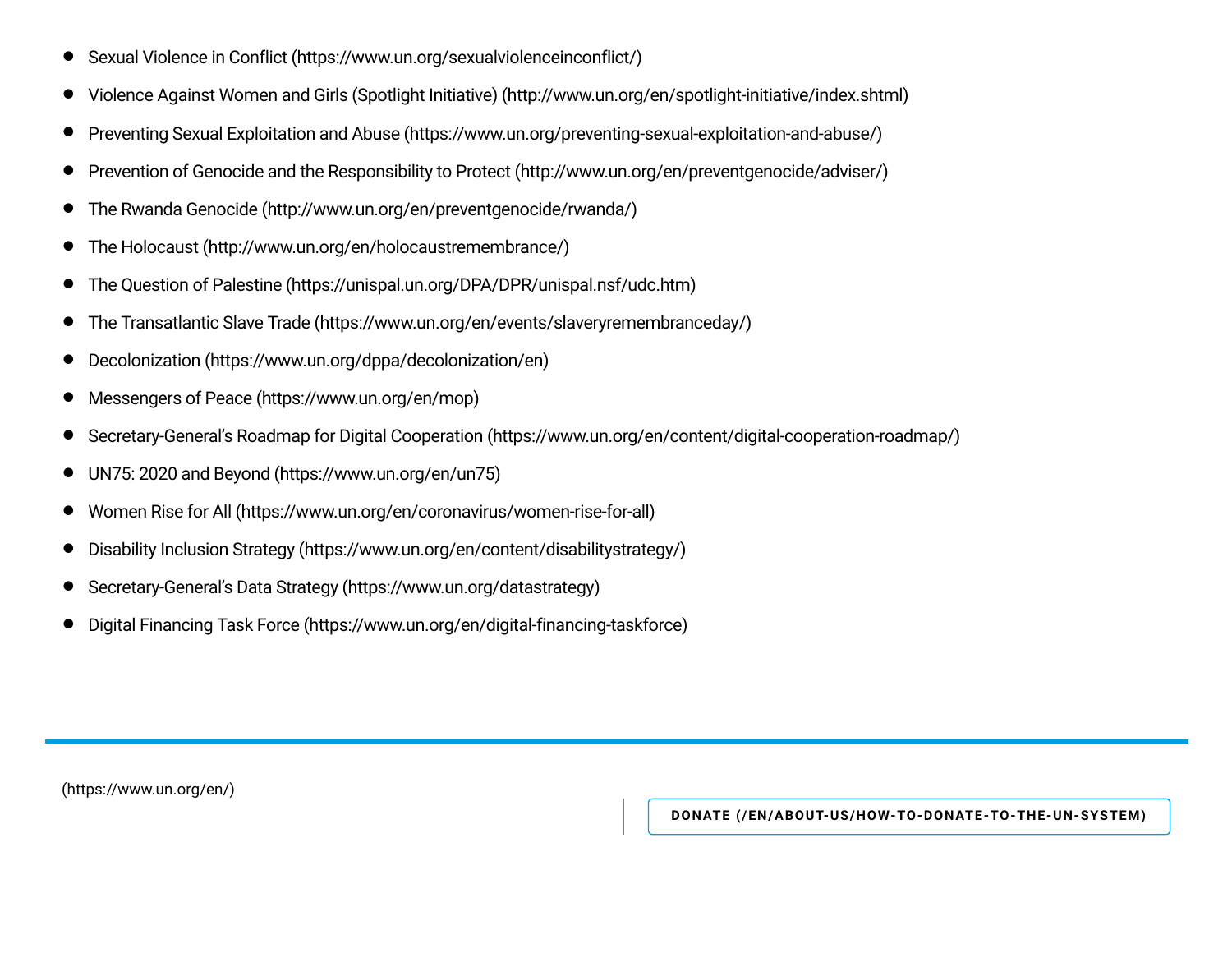- Sexual Violence in Conflict (https://www.un.org/sexualviolenceinconflict/)
- Violence Against Women and Girls (Spotlight Initiative) (http://www.un.org/en/spotlight-initiative/index.shtml)
- Preventing Sexual Exploitation and Abuse (https://www.un.org/preventing-sexual-exploitation-and-abuse/)
- Prevention of Genocide and the Responsibility to Protect (http://www.un.org/en/preventgenocide/adviser/)
- The Rwanda Genocide (http://www.un.org/en/preventgenocide/rwanda/)
- The Holocaust (http://www.un.org/en/holocaustremembrance/)
- The Question of Palestine (https://unispal.un.org/DPA/DPR/unispal.nsf/udc.htm)
- The Transatlantic Slave Trade (https://www.un.org/en/events/slaveryremembranceday/)
- Decolonization (https://www.un.org/dppa/decolonization/en)
- Messengers of Peace (https://www.un.org/en/mop)
- Secretary-General's Roadmap for Digital Cooperation (https://www.un.org/en/content/digital-cooperation-roadmap/)
- UN75: 2020 and Beyond (https://www.un.org/en/un75)
- Women Rise for All (https://www.un.org/en/coronavirus/women-rise-for-all)
- Disability Inclusion Strategy (https://www.un.org/en/content/disabilitystrategy/)
- Secretary-General's Data Strategy (https://www.un.org/datastrategy)
- Digital Financing Task Force (https://www.un.org/en/digital-financing-taskforce)

(https://www.un.org/en/)

**DONATE (/EN/ABOUT-US/HOW-TO-DONATE-TO-THE-UN-SYSTEM)**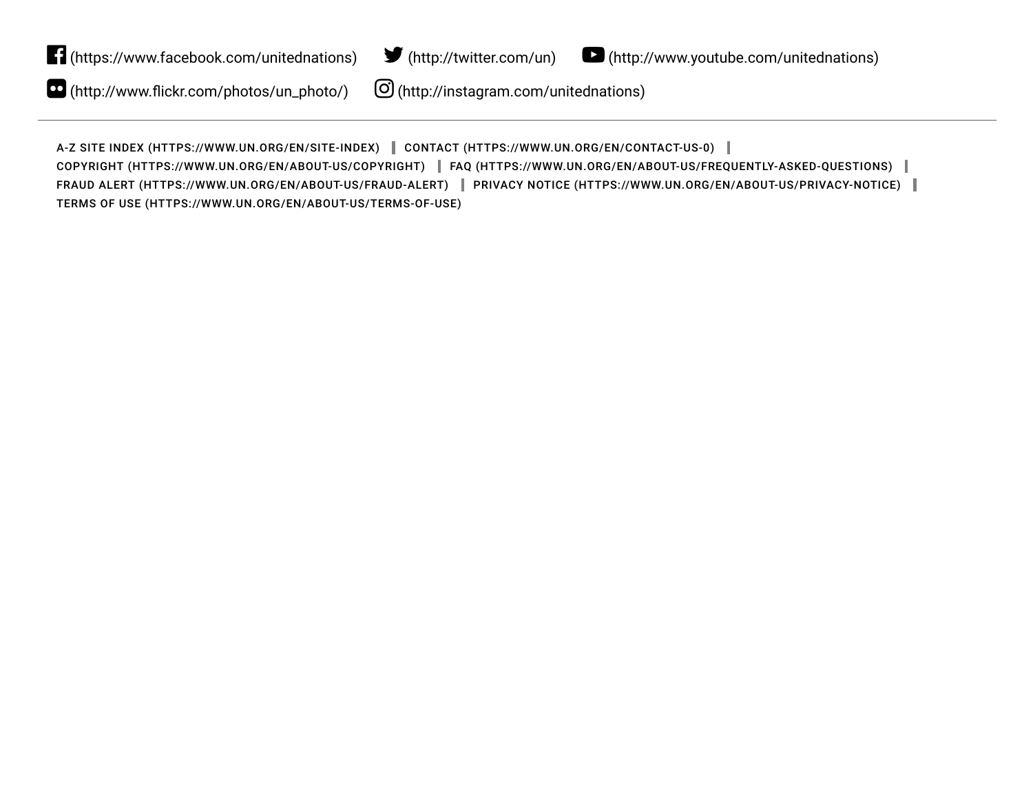(https://www.facebook.com/unitednations) (http://twitter.com/un) (http://www.youtube.com/unitednations)

(http://www.flickr.com/photos/un_photo/) (http://instagram.com/unitednations)

---

A-Z SITE INDEX (HTTPS://WWW.UN.ORG/EN/SITE-INDEX) | CONTACT (HTTPS://WWW.UN.ORG/EN/CONTACT-US-0) | COPYRIGHT (HTTPS://WWW.UN.ORG/EN/ABOUT-US/COPYRIGHT) | FAQ (HTTPS://WWW.UN.ORG/EN/ABOUT-US/FREQUENTLY-ASKED-QUESTIONS) | FRAUD ALERT (HTTPS://WWW.UN.ORG/EN/ABOUT-US/FRAUD-ALERT) | PRIVACY NOTICE (HTTPS://WWW.UN.ORG/EN/ABOUT-US/PRIVACY-NOTICE) | TERMS OF USE (HTTPS://WWW.UN.ORG/EN/ABOUT-US/TERMS-OF-USE)